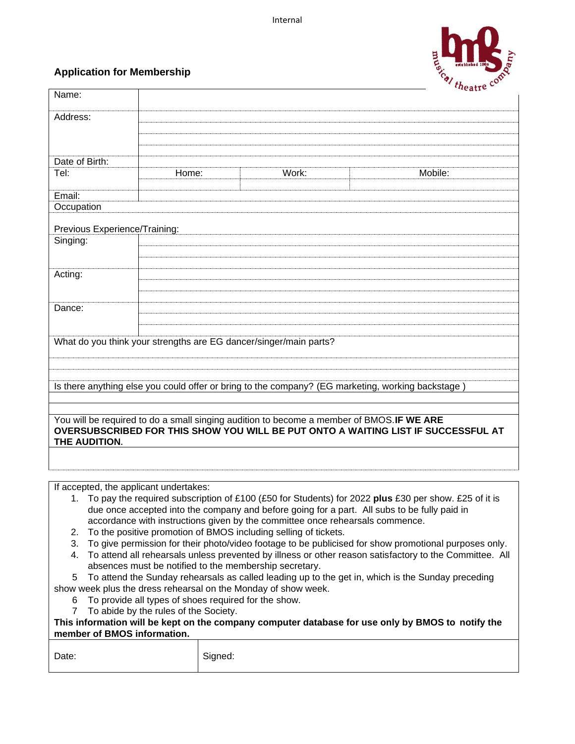Internal

## Application for Membership

| Name: | | | |
|---|---|---|---|
| Address: | | | |
| | | | |
| | | | |
| | | | |
| Date of Birth: | | | |
| Tel: | Home: | Work: | Mobile: |
| | | | |
| Email: | | | |
| Occupation | | | |

Previous Experience/Training:

| Singing: | |
|---|---|
| | |
| | |
| Acting: | |
| | |
| | |
| Dance: | |
| | |
| | |

What do you think your strengths are EG dancer/singer/main parts?

Is there anything else you could offer or bring to the company? (EG marketing, working backstage )

You will be required to do a small singing audition to become a member of BMOS.**IF WE ARE OVERSUBSCRIBED FOR THIS SHOW YOU WILL BE PUT ONTO A WAITING LIST IF SUCCESSFUL AT THE AUDITION.**

If accepted, the applicant undertakes:

1. To pay the required subscription of £100 (£50 for Students) for 2022 **plus** £30 per show. £25 of it is due once accepted into the company and before going for a part. All subs to be fully paid in accordance with instructions given by the committee once rehearsals commence.
2. To the positive promotion of BMOS including selling of tickets.
3. To give permission for their photo/video footage to be publicised for show promotional purposes only.
4. To attend all rehearsals unless prevented by illness or other reason satisfactory to the Committee. All absences must be notified to the membership secretary.
5. To attend the Sunday rehearsals as called leading up to the get in, which is the Sunday preceding show week plus the dress rehearsal on the Monday of show week.
6. To provide all types of shoes required for the show.
7. To abide by the rules of the Society.

**This information will be kept on the company computer database for use only by BMOS to notify the member of BMOS information.**

| Date: | Signed: |
|---|---|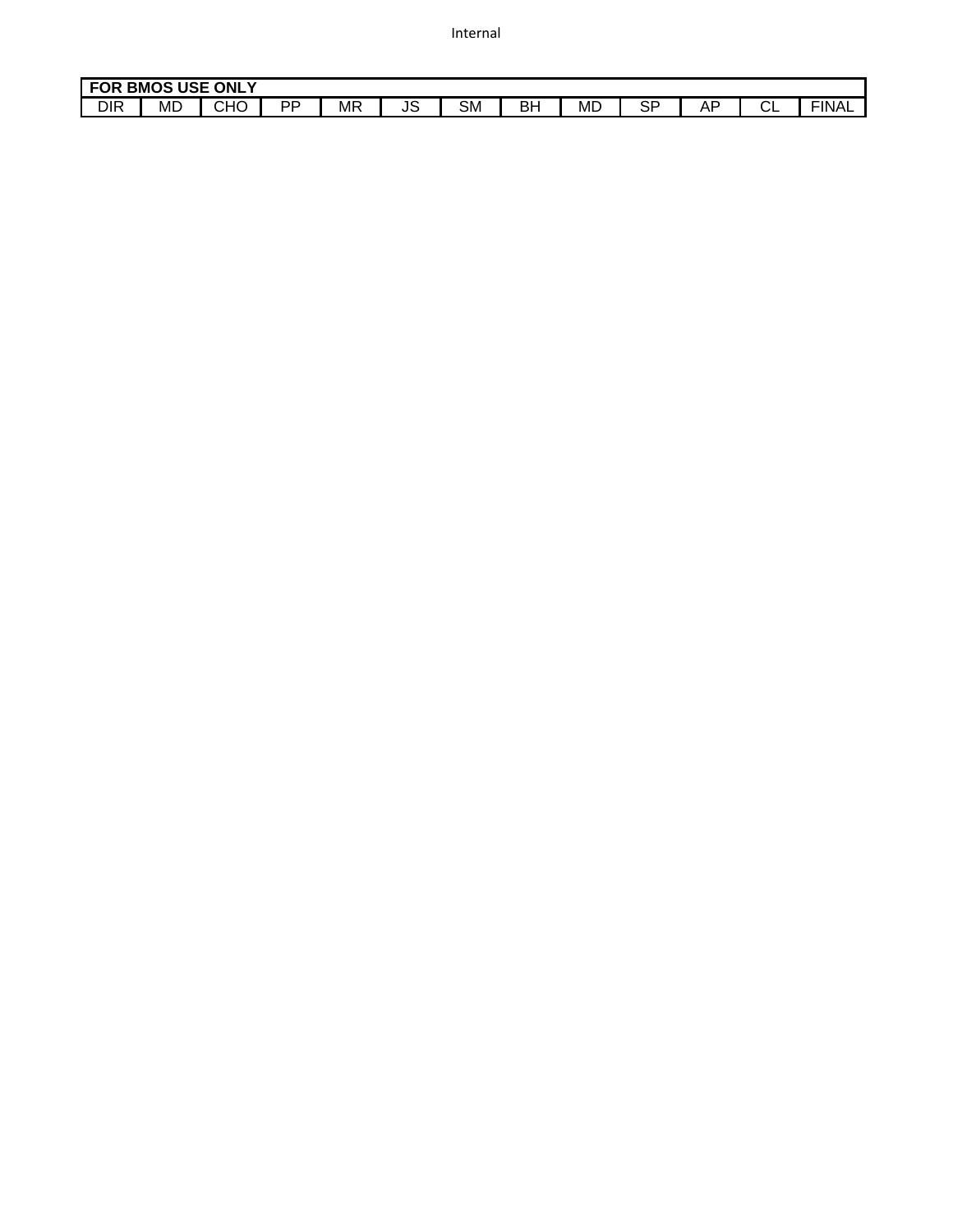| FOR BMOS USE ONLY | | | | | | | | | | | | |
|---|---|---|---|---|---|---|---|---|---|---|---|---|
| DIR | MD | CHO | PP | MR | JS | SM | BH | MD | SP | AP | CL | FINAL |